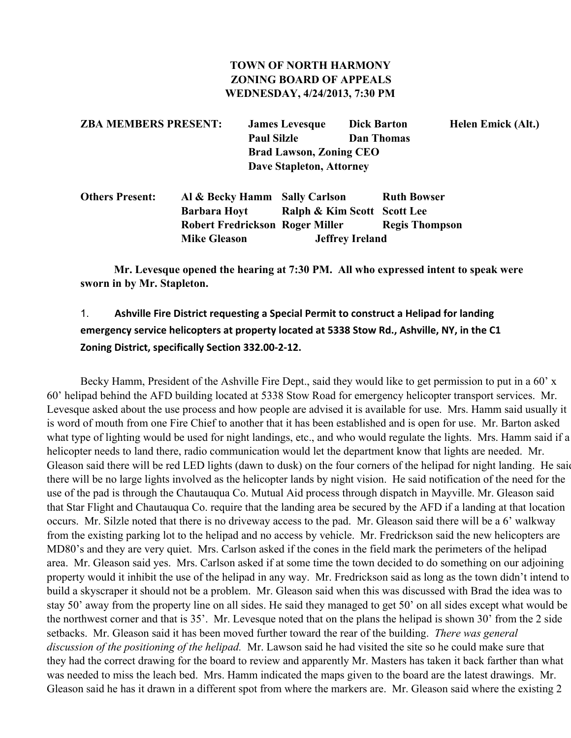**TOWN OF NORTH HARMONY**
**ZONING BOARD OF APPEALS**
**WEDNESDAY, 4/24/2013, 7:30 PM**

| | | | |
|---|---|---|---|
| **ZBA MEMBERS PRESENT:** | **James Levesque** | **Dick Barton** | **Helen Emick (Alt.)** |
| | **Paul Silzle** | **Dan Thomas** | |
| | **Brad Lawson, Zoning CEO** | | |
| | **Dave Stapleton, Attorney** | | |

| | | | |
|---|---|---|---|
| **Others Present:** | **Al & Becky Hamm** | **Sally Carlson** | **Ruth Bowser** |
| | **Barbara Hoyt** | **Ralph & Kim Scott** | **Scott Lee** |
| | **Robert Fredrickson** | **Roger Miller** | **Regis Thompson** |
| | **Mike Gleason** | **Jeffrey Ireland** | |

**Mr. Levesque opened the hearing at 7:30 PM. All who expressed intent to speak were sworn in by Mr. Stapleton.**

1. **Ashville Fire District requesting a Special Permit to construct a Helipad for landing emergency service helicopters at property located at 5338 Stow Rd., Ashville, NY, in the C1 Zoning District, specifically Section 332.00-2-12.**

Becky Hamm, President of the Ashville Fire Dept., said they would like to get permission to put in a 60' x 60' helipad behind the AFD building located at 5338 Stow Road for emergency helicopter transport services. Mr. Levesque asked about the use process and how people are advised it is available for use. Mrs. Hamm said usually it is word of mouth from one Fire Chief to another that it has been established and is open for use. Mr. Barton asked what type of lighting would be used for night landings, etc., and who would regulate the lights. Mrs. Hamm said if a helicopter needs to land there, radio communication would let the department know that lights are needed. Mr. Gleason said there will be red LED lights (dawn to dusk) on the four corners of the helipad for night landing. He said there will be no large lights involved as the helicopter lands by night vision. He said notification of the need for the use of the pad is through the Chautauqua Co. Mutual Aid process through dispatch in Mayville. Mr. Gleason said that Star Flight and Chautauqua Co. require that the landing area be secured by the AFD if a landing at that location occurs. Mr. Silzle noted that there is no driveway access to the pad. Mr. Gleason said there will be a 6' walkway from the existing parking lot to the helipad and no access by vehicle. Mr. Fredrickson said the new helicopters are MD80's and they are very quiet. Mrs. Carlson asked if the cones in the field mark the perimeters of the helipad area. Mr. Gleason said yes. Mrs. Carlson asked if at some time the town decided to do something on our adjoining property would it inhibit the use of the helipad in any way. Mr. Fredrickson said as long as the town didn't intend to build a skyscraper it should not be a problem. Mr. Gleason said when this was discussed with Brad the idea was to stay 50' away from the property line on all sides. He said they managed to get 50' on all sides except what would be the northwest corner and that is 35'. Mr. Levesque noted that on the plans the helipad is shown 30' from the 2 side setbacks. Mr. Gleason said it has been moved further toward the rear of the building. *There was general discussion of the positioning of the helipad.* Mr. Lawson said he had visited the site so he could make sure that they had the correct drawing for the board to review and apparently Mr. Masters has taken it back farther than what was needed to miss the leach bed. Mrs. Hamm indicated the maps given to the board are the latest drawings. Mr. Gleason said he has it drawn in a different spot from where the markers are. Mr. Gleason said where the existing 2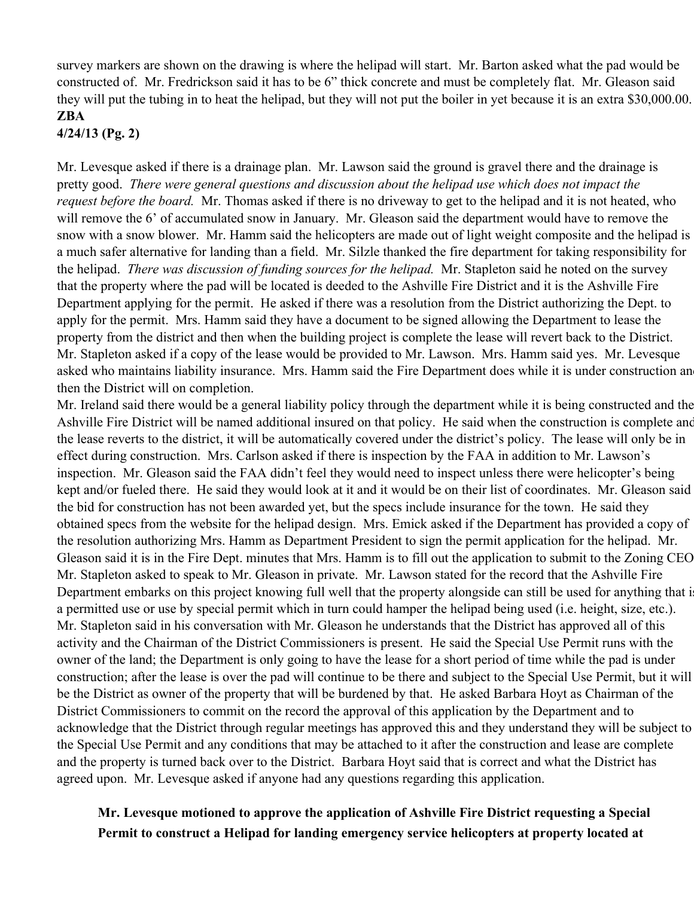survey markers are shown on the drawing is where the helipad will start. Mr. Barton asked what the pad would be constructed of. Mr. Fredrickson said it has to be 6" thick concrete and must be completely flat. Mr. Gleason said they will put the tubing in to heat the helipad, but they will not put the boiler in yet because it is an extra $30,000.00.

**ZBA**
**4/24/13 (Pg. 2)**

Mr. Levesque asked if there is a drainage plan. Mr. Lawson said the ground is gravel there and the drainage is pretty good. *There were general questions and discussion about the helipad use which does not impact the request before the board.* Mr. Thomas asked if there is no driveway to get to the helipad and it is not heated, who will remove the 6' of accumulated snow in January. Mr. Gleason said the department would have to remove the snow with a snow blower. Mr. Hamm said the helicopters are made out of light weight composite and the helipad is a much safer alternative for landing than a field. Mr. Silzle thanked the fire department for taking responsibility for the helipad. *There was discussion of funding sources for the helipad.* Mr. Stapleton said he noted on the survey that the property where the pad will be located is deeded to the Ashville Fire District and it is the Ashville Fire Department applying for the permit. He asked if there was a resolution from the District authorizing the Dept. to apply for the permit. Mrs. Hamm said they have a document to be signed allowing the Department to lease the property from the district and then when the building project is complete the lease will revert back to the District. Mr. Stapleton asked if a copy of the lease would be provided to Mr. Lawson. Mrs. Hamm said yes. Mr. Levesque asked who maintains liability insurance. Mrs. Hamm said the Fire Department does while it is under construction and then the District will on completion.

Mr. Ireland said there would be a general liability policy through the department while it is being constructed and the Ashville Fire District will be named additional insured on that policy. He said when the construction is complete and the lease reverts to the district, it will be automatically covered under the district's policy. The lease will only be in effect during construction. Mrs. Carlson asked if there is inspection by the FAA in addition to Mr. Lawson's inspection. Mr. Gleason said the FAA didn't feel they would need to inspect unless there were helicopter's being kept and/or fueled there. He said they would look at it and it would be on their list of coordinates. Mr. Gleason said the bid for construction has not been awarded yet, but the specs include insurance for the town. He said they obtained specs from the website for the helipad design. Mrs. Emick asked if the Department has provided a copy of the resolution authorizing Mrs. Hamm as Department President to sign the permit application for the helipad. Mr. Gleason said it is in the Fire Dept. minutes that Mrs. Hamm is to fill out the application to submit to the Zoning CEO. Mr. Stapleton asked to speak to Mr. Gleason in private. Mr. Lawson stated for the record that the Ashville Fire Department embarks on this project knowing full well that the property alongside can still be used for anything that is a permitted use or use by special permit which in turn could hamper the helipad being used (i.e. height, size, etc.). Mr. Stapleton said in his conversation with Mr. Gleason he understands that the District has approved all of this activity and the Chairman of the District Commissioners is present. He said the Special Use Permit runs with the owner of the land; the Department is only going to have the lease for a short period of time while the pad is under construction; after the lease is over the pad will continue to be there and subject to the Special Use Permit, but it will be the District as owner of the property that will be burdened by that. He asked Barbara Hoyt as Chairman of the District Commissioners to commit on the record the approval of this application by the Department and to acknowledge that the District through regular meetings has approved this and they understand they will be subject to the Special Use Permit and any conditions that may be attached to it after the construction and lease are complete and the property is turned back over to the District. Barbara Hoyt said that is correct and what the District has agreed upon. Mr. Levesque asked if anyone had any questions regarding this application.

**Mr. Levesque motioned to approve the application of Ashville Fire District requesting a Special Permit to construct a Helipad for landing emergency service helicopters at property located at**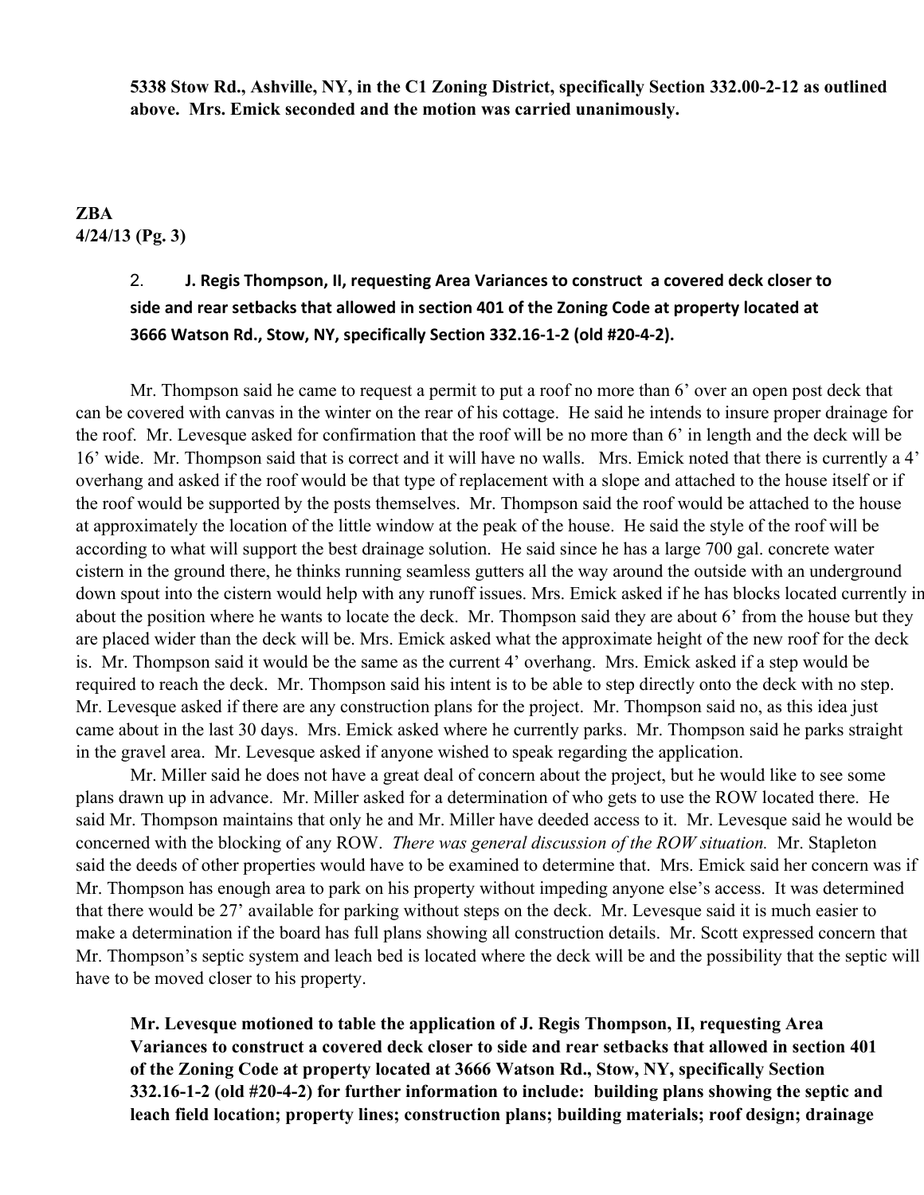**5338 Stow Rd., Ashville, NY, in the C1 Zoning District, specifically Section 332.00-2-12 as outlined above. Mrs. Emick seconded and the motion was carried unanimously.**

**ZBA**
**4/24/13 (Pg. 3)**

2. **J. Regis Thompson, II, requesting Area Variances to construct a covered deck closer to side and rear setbacks that allowed in section 401 of the Zoning Code at property located at 3666 Watson Rd., Stow, NY, specifically Section 332.16-1-2 (old #20-4-2).**

Mr. Thompson said he came to request a permit to put a roof no more than 6' over an open post deck that can be covered with canvas in the winter on the rear of his cottage. He said he intends to insure proper drainage for the roof. Mr. Levesque asked for confirmation that the roof will be no more than 6' in length and the deck will be 16' wide. Mr. Thompson said that is correct and it will have no walls. Mrs. Emick noted that there is currently a 4' overhang and asked if the roof would be that type of replacement with a slope and attached to the house itself or if the roof would be supported by the posts themselves. Mr. Thompson said the roof would be attached to the house at approximately the location of the little window at the peak of the house. He said the style of the roof will be according to what will support the best drainage solution. He said since he has a large 700 gal. concrete water cistern in the ground there, he thinks running seamless gutters all the way around the outside with an underground down spout into the cistern would help with any runoff issues. Mrs. Emick asked if he has blocks located currently in about the position where he wants to locate the deck. Mr. Thompson said they are about 6' from the house but they are placed wider than the deck will be. Mrs. Emick asked what the approximate height of the new roof for the deck is. Mr. Thompson said it would be the same as the current 4' overhang. Mrs. Emick asked if a step would be required to reach the deck. Mr. Thompson said his intent is to be able to step directly onto the deck with no step. Mr. Levesque asked if there are any construction plans for the project. Mr. Thompson said no, as this idea just came about in the last 30 days. Mrs. Emick asked where he currently parks. Mr. Thompson said he parks straight in the gravel area. Mr. Levesque asked if anyone wished to speak regarding the application.

Mr. Miller said he does not have a great deal of concern about the project, but he would like to see some plans drawn up in advance. Mr. Miller asked for a determination of who gets to use the ROW located there. He said Mr. Thompson maintains that only he and Mr. Miller have deeded access to it. Mr. Levesque said he would be concerned with the blocking of any ROW. *There was general discussion of the ROW situation.* Mr. Stapleton said the deeds of other properties would have to be examined to determine that. Mrs. Emick said her concern was if Mr. Thompson has enough area to park on his property without impeding anyone else's access. It was determined that there would be 27' available for parking without steps on the deck. Mr. Levesque said it is much easier to make a determination if the board has full plans showing all construction details. Mr. Scott expressed concern that Mr. Thompson's septic system and leach bed is located where the deck will be and the possibility that the septic will have to be moved closer to his property.

**Mr. Levesque motioned to table the application of J. Regis Thompson, II, requesting Area Variances to construct a covered deck closer to side and rear setbacks that allowed in section 401 of the Zoning Code at property located at 3666 Watson Rd., Stow, NY, specifically Section 332.16-1-2 (old #20-4-2) for further information to include: building plans showing the septic and leach field location; property lines; construction plans; building materials; roof design; drainage**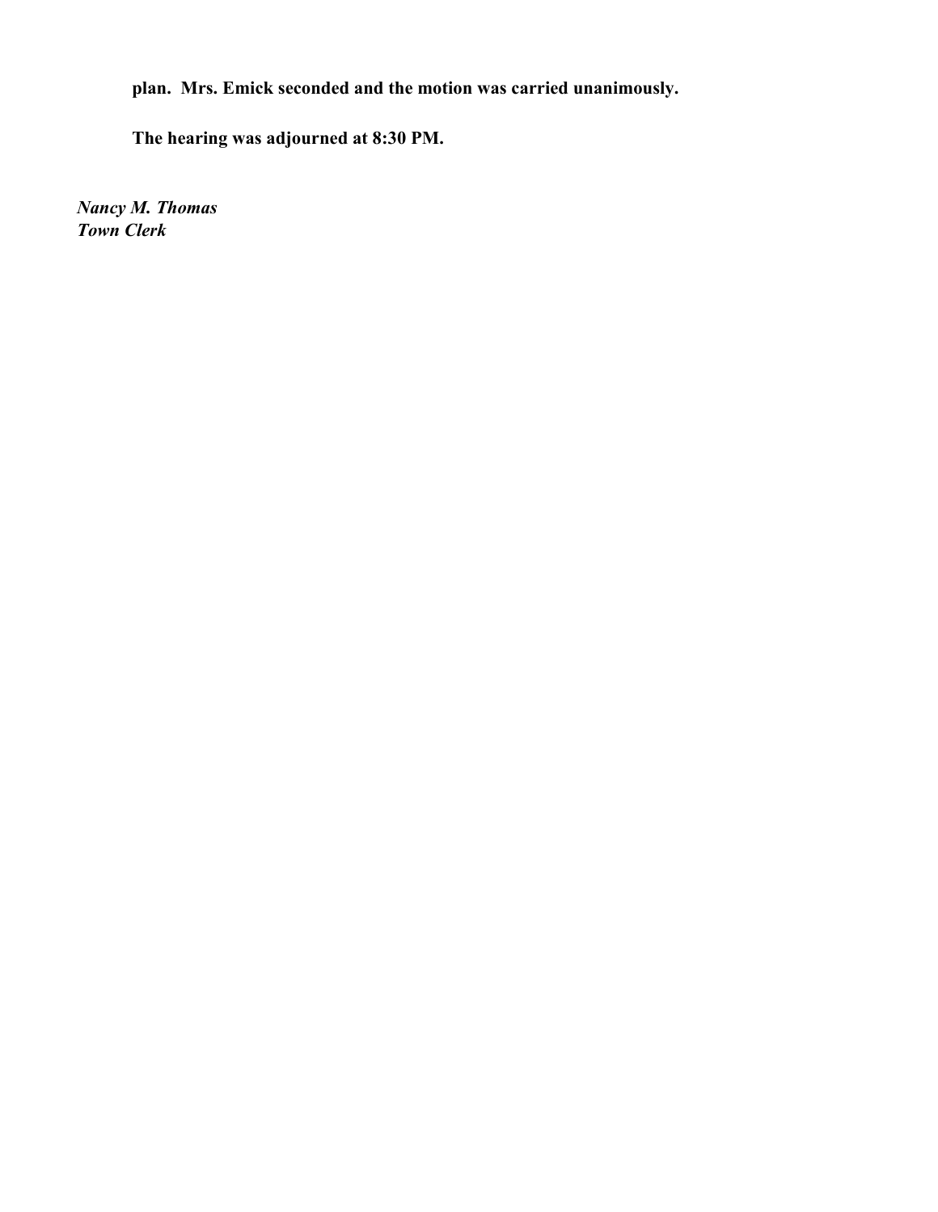**plan. Mrs. Emick seconded and the motion was carried unanimously.**

**The hearing was adjourned at 8:30 PM.**

***Nancy M. Thomas***
***Town Clerk***